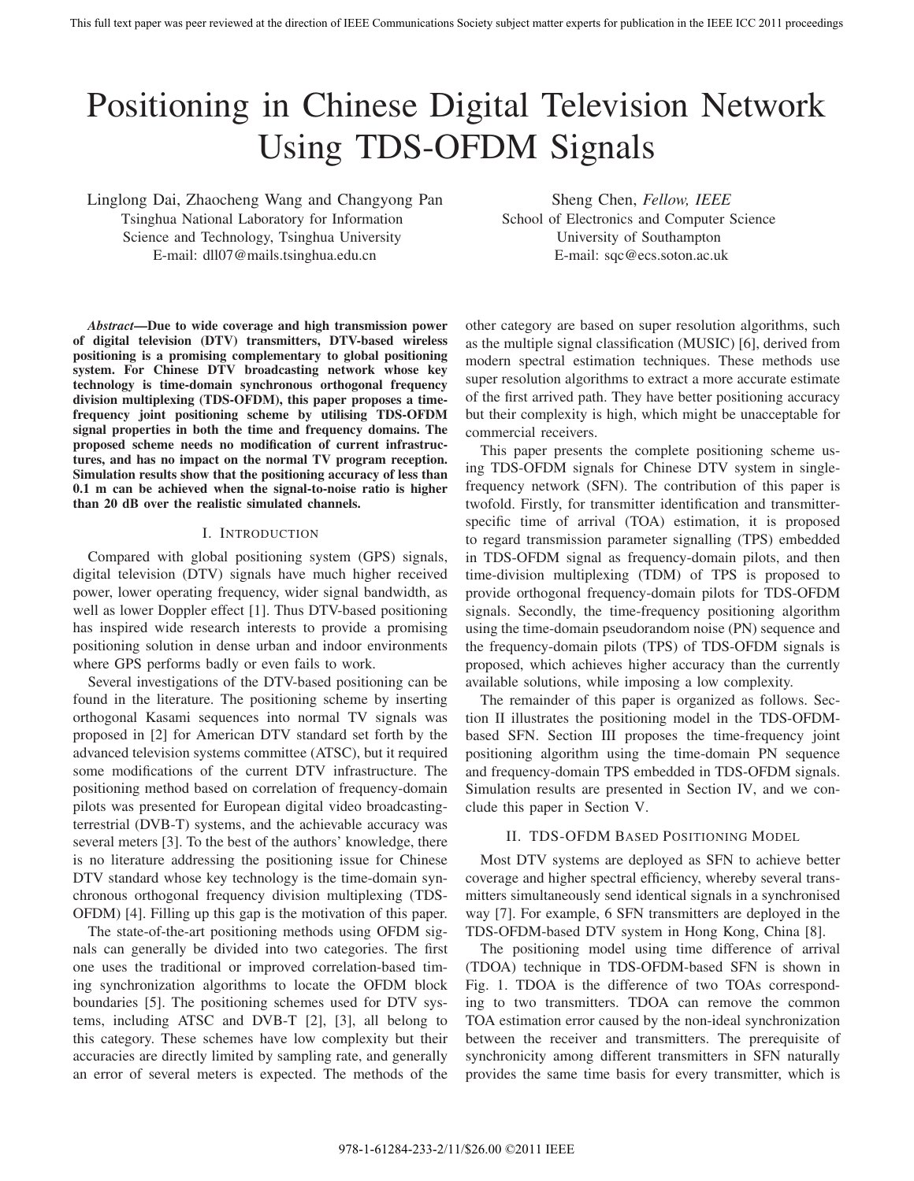# Positioning in Chinese Digital Television Network Using TDS-OFDM Signals

Linglong Dai, Zhaocheng Wang and Changyong Pan
Tsinghua National Laboratory for Information Science and Technology, Tsinghua University
E-mail: dll07@mails.tsinghua.edu.cn

Sheng Chen, *Fellow, IEEE*
School of Electronics and Computer Science
University of Southampton
E-mail: sqc@ecs.soton.ac.uk

***Abstract*—Due to wide coverage and high transmission power of digital television (DTV) transmitters, DTV-based wireless positioning is a promising complementary to global positioning system. For Chinese DTV broadcasting network whose key technology is time-domain synchronous orthogonal frequency division multiplexing (TDS-OFDM), this paper proposes a time-frequency joint positioning scheme by utilising TDS-OFDM signal properties in both the time and frequency domains. The proposed scheme needs no modification of current infrastructures, and has no impact on the normal TV program reception. Simulation results show that the positioning accuracy of less than 0.1 m can be achieved when the signal-to-noise ratio is higher than 20 dB over the realistic simulated channels.**

## I. Introduction

Compared with global positioning system (GPS) signals, digital television (DTV) signals have much higher received power, lower operating frequency, wider signal bandwidth, as well as lower Doppler effect [1]. Thus DTV-based positioning has inspired wide research interests to provide a promising positioning solution in dense urban and indoor environments where GPS performs badly or even fails to work.

Several investigations of the DTV-based positioning can be found in the literature. The positioning scheme by inserting orthogonal Kasami sequences into normal TV signals was proposed in [2] for American DTV standard set forth by the advanced television systems committee (ATSC), but it required some modifications of the current DTV infrastructure. The positioning method based on correlation of frequency-domain pilots was presented for European digital video broadcasting-terrestrial (DVB-T) systems, and the achievable accuracy was several meters [3]. To the best of the authors' knowledge, there is no literature addressing the positioning issue for Chinese DTV standard whose key technology is the time-domain synchronous orthogonal frequency division multiplexing (TDS-OFDM) [4]. Filling up this gap is the motivation of this paper.

The state-of-the-art positioning methods using OFDM signals can generally be divided into two categories. The first one uses the traditional or improved correlation-based timing synchronization algorithms to locate the OFDM block boundaries [5]. The positioning schemes used for DTV systems, including ATSC and DVB-T [2], [3], all belong to this category. These schemes have low complexity but their accuracies are directly limited by sampling rate, and generally an error of several meters is expected. The methods of the other category are based on super resolution algorithms, such as the multiple signal classification (MUSIC) [6], derived from modern spectral estimation techniques. These methods use super resolution algorithms to extract a more accurate estimate of the first arrived path. They have better positioning accuracy but their complexity is high, which might be unacceptable for commercial receivers.

This paper presents the complete positioning scheme using TDS-OFDM signals for Chinese DTV system in single-frequency network (SFN). The contribution of this paper is twofold. Firstly, for transmitter identification and transmitter-specific time of arrival (TOA) estimation, it is proposed to regard transmission parameter signalling (TPS) embedded in TDS-OFDM signal as frequency-domain pilots, and then time-division multiplexing (TDM) of TPS is proposed to provide orthogonal frequency-domain pilots for TDS-OFDM signals. Secondly, the time-frequency positioning algorithm using the time-domain pseudorandom noise (PN) sequence and the frequency-domain pilots (TPS) of TDS-OFDM signals is proposed, which achieves higher accuracy than the currently available solutions, while imposing a low complexity.

The remainder of this paper is organized as follows. Section II illustrates the positioning model in the TDS-OFDM-based SFN. Section III proposes the time-frequency joint positioning algorithm using the time-domain PN sequence and frequency-domain TPS embedded in TDS-OFDM signals. Simulation results are presented in Section IV, and we conclude this paper in Section V.

## II. TDS-OFDM Based Positioning Model

Most DTV systems are deployed as SFN to achieve better coverage and higher spectral efficiency, whereby several transmitters simultaneously send identical signals in a synchronised way [7]. For example, 6 SFN transmitters are deployed in the TDS-OFDM-based DTV system in Hong Kong, China [8].

The positioning model using time difference of arrival (TDOA) technique in TDS-OFDM-based SFN is shown in Fig. 1. TDOA is the difference of two TOAs corresponding to two transmitters. TDOA can remove the common TOA estimation error caused by the non-ideal synchronization between the receiver and transmitters. The prerequisite of synchronicity among different transmitters in SFN naturally provides the same time basis for every transmitter, which is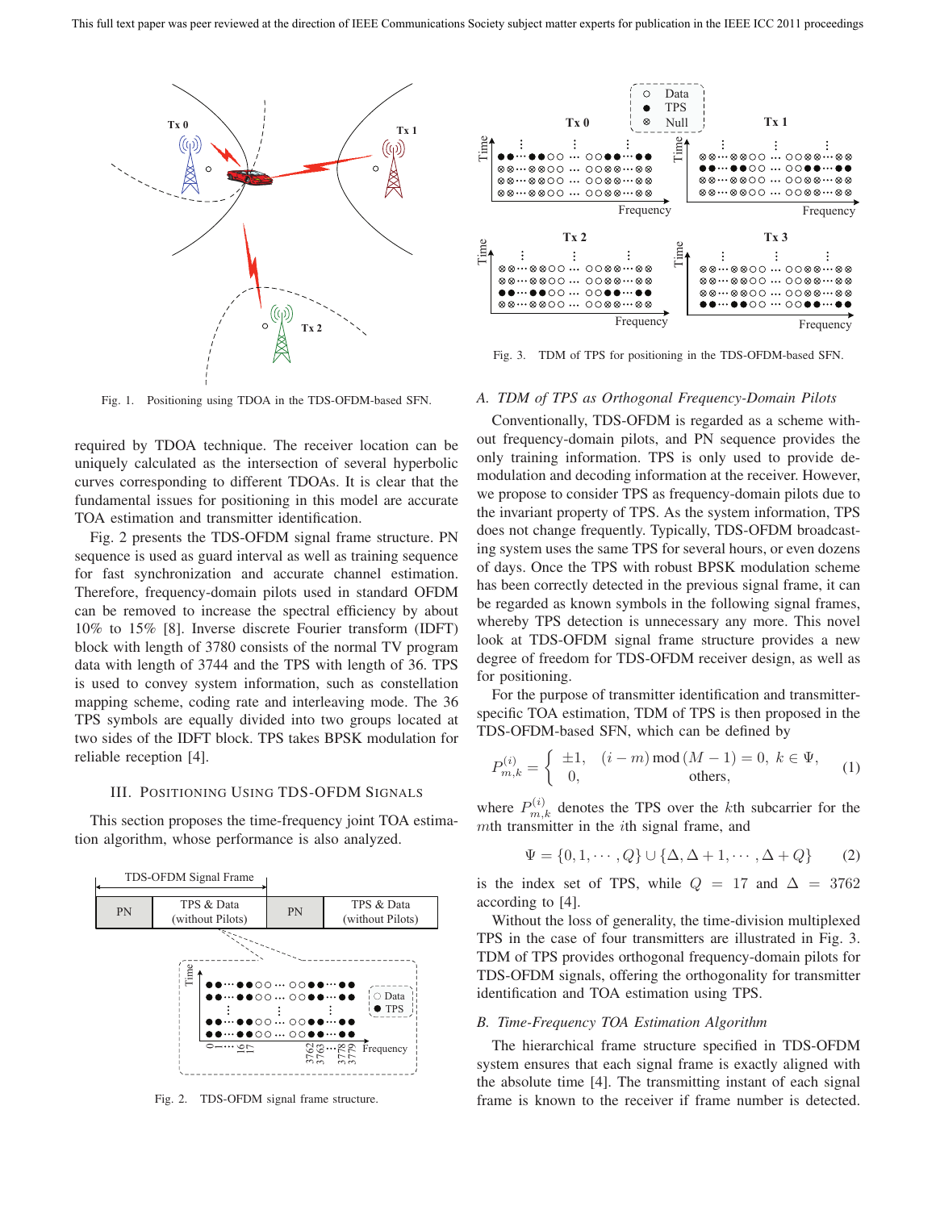Fig. 1. Positioning using TDOA in the TDS-OFDM-based SFN.

required by TDOA technique. The receiver location can be uniquely calculated as the intersection of several hyperbolic curves corresponding to different TDOAs. It is clear that the fundamental issues for positioning in this model are accurate TOA estimation and transmitter identification.

Fig. 2 presents the TDS-OFDM signal frame structure. PN sequence is used as guard interval as well as training sequence for fast synchronization and accurate channel estimation. Therefore, frequency-domain pilots used in standard OFDM can be removed to increase the spectral efficiency by about 10% to 15% [8]. Inverse discrete Fourier transform (IDFT) block with length of 3780 consists of the normal TV program data with length of 3744 and the TPS with length of 36. TPS is used to convey system information, such as constellation mapping scheme, coding rate and interleaving mode. The 36 TPS symbols are equally divided into two groups located at two sides of the IDFT block. TPS takes BPSK modulation for reliable reception [4].

## III. Positioning Using TDS-OFDM Signals

This section proposes the time-frequency joint TOA estimation algorithm, whose performance is also analyzed.

Fig. 2. TDS-OFDM signal frame structure.

Fig. 3. TDM of TPS for positioning in the TDS-OFDM-based SFN.

### A. *TDM of TPS as Orthogonal Frequency-Domain Pilots*

Conventionally, TDS-OFDM is regarded as a scheme without frequency-domain pilots, and PN sequence provides the only training information. TPS is only used to provide demodulation and decoding information at the receiver. However, we propose to consider TPS as frequency-domain pilots due to the invariant property of TPS. As the system information, TPS does not change frequently. Typically, TDS-OFDM broadcasting system uses the same TPS for several hours, or even dozens of days. Once the TPS with robust BPSK modulation scheme has been correctly detected in the previous signal frame, it can be regarded as known symbols in the following signal frames, whereby TPS detection is unnecessary any more. This novel look at TDS-OFDM signal frame structure provides a new degree of freedom for TDS-OFDM receiver design, as well as for positioning.

For the purpose of transmitter identification and transmitter-specific TOA estimation, TDM of TPS is then proposed in the TDS-OFDM-based SFN, which can be defined by

$$P_{m,k}^{(i)} = \begin{cases} \pm 1, & (i-m) \bmod (M-1) = 0,\ k \in \Psi, \\ 0, & \text{others}, \end{cases} \tag{1}$$

where $P_{m,k}^{(i)}$ denotes the TPS over the $k$th subcarrier for the $m$th transmitter in the $i$th signal frame, and

$$\Psi = \{0, 1, \cdots, Q\} \cup \{\Delta, \Delta+1, \cdots, \Delta+Q\} \tag{2}$$

is the index set of TPS, while $Q = 17$ and $\Delta = 3762$ according to [4].

Without the loss of generality, the time-division multiplexed TPS in the case of four transmitters are illustrated in Fig. 3. TDM of TPS provides orthogonal frequency-domain pilots for TDS-OFDM signals, offering the orthogonality for transmitter identification and TOA estimation using TPS.

### B. *Time-Frequency TOA Estimation Algorithm*

The hierarchical frame structure specified in TDS-OFDM system ensures that each signal frame is exactly aligned with the absolute time [4]. The transmitting instant of each signal frame is known to the receiver if frame number is detected.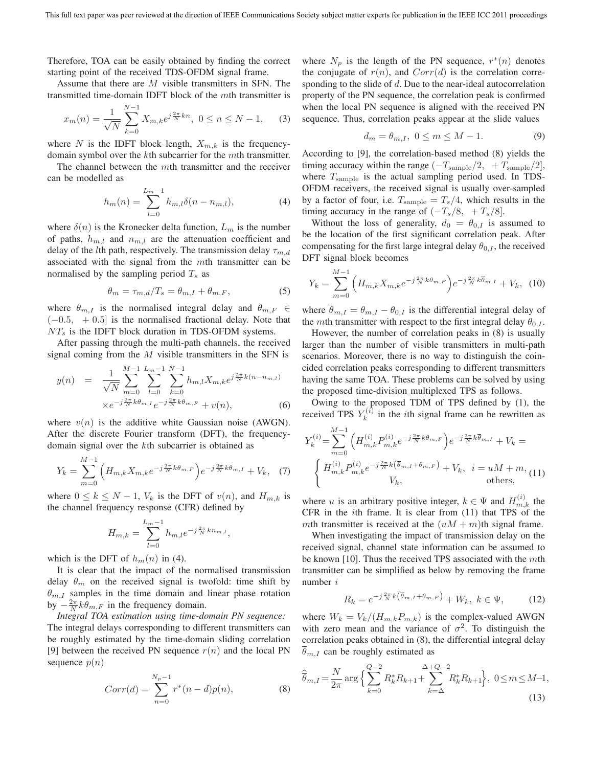Therefore, TOA can be easily obtained by finding the correct starting point of the received TDS-OFDM signal frame.

Assume that there are $M$ visible transmitters in SFN. The transmitted time-domain IDFT block of the $m$th transmitter is

$$x_m(n) = \frac{1}{\sqrt{N}} \sum_{k=0}^{N-1} X_{m,k} e^{j\frac{2\pi}{N}kn},\ 0 \le n \le N-1, \quad (3)$$

where $N$ is the IDFT block length, $X_{m,k}$ is the frequency-domain symbol over the $k$th subcarrier for the $m$th transmitter.

The channel between the $m$th transmitter and the receiver can be modelled as

$$h_m(n) = \sum_{l=0}^{L_m-1} h_{m,l}\delta(n - n_{m,l}), \quad (4)$$

where $\delta(n)$ is the Kronecker delta function, $L_m$ is the number of paths, $h_{m,l}$ and $n_{m,l}$ are the attenuation coefficient and delay of the $l$th path, respectively. The transmission delay $\tau_{m,d}$ associated with the signal from the $m$th transmitter can be normalised by the sampling period $T_s$ as

$$\theta_m = \tau_{m,d}/T_s = \theta_{m,I} + \theta_{m,F}, \quad (5)$$

where $\theta_{m,I}$ is the normalised integral delay and $\theta_{m,F} \in (-0.5,\ +0.5]$ is the normalised fractional delay. Note that $NT_s$ is the IDFT block duration in TDS-OFDM systems.

After passing through the multi-path channels, the received signal coming from the $M$ visible transmitters in the SFN is

$$\begin{aligned} y(n) &= \frac{1}{\sqrt{N}} \sum_{m=0}^{M-1} \sum_{l=0}^{L_m-1} \sum_{k=0}^{N-1} h_{m,l} X_{m,k} e^{j\frac{2\pi}{N}k(n-n_{m,l})} \\ &\quad \times e^{-j\frac{2\pi}{N}k\theta_{m,I}} e^{-j\frac{2\pi}{N}k\theta_{m,F}} + v(n), \end{aligned} \quad (6)$$

where $v(n)$ is the additive white Gaussian noise (AWGN). After the discrete Fourier transform (DFT), the frequency-domain signal over the $k$th subcarrier is obtained as

$$Y_k = \sum_{m=0}^{M-1} \left( H_{m,k} X_{m,k} e^{-j\frac{2\pi}{N}k\theta_{m,F}} \right) e^{-j\frac{2\pi}{N}k\theta_{m,I}} + V_k, \quad (7)$$

where $0 \le k \le N-1$, $V_k$ is the DFT of $v(n)$, and $H_{m,k}$ is the channel frequency response (CFR) defined by

$$H_{m,k} = \sum_{l=0}^{L_m-1} h_{m,l} e^{-j\frac{2\pi}{N}kn_{m,l}},$$

which is the DFT of $h_m(n)$ in (4).

It is clear that the impact of the normalised transmission delay $\theta_m$ on the received signal is twofold: time shift by $\theta_{m,I}$ samples in the time domain and linear phase rotation by $-\frac{2\pi}{N}k\theta_{m,F}$ in the frequency domain.

*Integral TOA estimation using time-domain PN sequence:* The integral delays corresponding to different transmitters can be roughly estimated by the time-domain sliding correlation [9] between the received PN sequence $r(n)$ and the local PN sequence $p(n)$

$$Corr(d) = \sum_{n=0}^{N_p-1} r^*(n-d)p(n), \quad (8)$$

where $N_p$ is the length of the PN sequence, $r^*(n)$ denotes the conjugate of $r(n)$, and $Corr(d)$ is the correlation corresponding to the slide of $d$. Due to the near-ideal autocorrelation property of the PN sequence, the correlation peak is confirmed when the local PN sequence is aligned with the received PN sequence. Thus, correlation peaks appear at the slide values

$$d_m = \theta_{m,I},\ 0 \le m \le M-1. \quad (9)$$

According to [9], the correlation-based method (8) yields the timing accuracy within the range $(-T_{\text{sample}}/2,\ +T_{\text{sample}}/2]$, where $T_{\text{sample}}$ is the actual sampling period used. In TDS-OFDM receivers, the received signal is usually over-sampled by a factor of four, i.e. $T_{\text{sample}} = T_s/4$, which results in the timing accuracy in the range of $(-T_s/8,\ +T_s/8]$.

Without the loss of generality, $d_0 = \theta_{0,I}$ is assumed to be the location of the first significant correlation peak. After compensating for the first large integral delay $\theta_{0,I}$, the received DFT signal block becomes

$$Y_k = \sum_{m=0}^{M-1} \left( H_{m,k} X_{m,k} e^{-j\frac{2\pi}{N}k\theta_{m,F}} \right) e^{-j\frac{2\pi}{N}k\overline{\theta}_{m,I}} + V_k, \quad (10)$$

where $\overline{\theta}_{m,I} = \theta_{m,I} - \theta_{0,I}$ is the differential integral delay of the $m$th transmitter with respect to the first integral delay $\theta_{0,I}$.

However, the number of correlation peaks in (8) is usually larger than the number of visible transmitters in multi-path scenarios. Moreover, there is no way to distinguish the coincided correlation peaks corresponding to different transmitters having the same TOA. These problems can be solved by using the proposed time-division multiplexed TPS as follows.

Owing to the proposed TDM of TPS defined by (1), the received TPS $Y_k^{(i)}$ in the $i$th signal frame can be rewritten as

$$\begin{aligned} Y_k^{(i)} &= \sum_{m=0}^{M-1} \left( H_{m,k}^{(i)} P_{m,k}^{(i)} e^{-j\frac{2\pi}{N}k\theta_{m,F}} \right) e^{-j\frac{2\pi}{N}k\overline{\theta}_{m,I}} + V_k = \\ &\begin{cases} H_{m,k}^{(i)} P_{m,k}^{(i)} e^{-j\frac{2\pi}{N}k\left(\overline{\theta}_{m,I}+\theta_{m,F}\right)} + V_k, & i = uM + m, \\ V_k, & \text{others}, \end{cases} \end{aligned} \quad (11)$$

where $u$ is an arbitrary positive integer, $k \in \Psi$ and $H_{m,k}^{(i)}$ the CFR in the $i$th frame. It is clear from (11) that TPS of the $m$th transmitter is received at the $(uM+m)$th signal frame.

When investigating the impact of transmission delay on the received signal, channel state information can be assumed to be known [10]. Thus the received TPS associated with the $m$th transmitter can be simplified as below by removing the frame number $i$

$$R_k = e^{-j\frac{2\pi}{N}k\left(\overline{\theta}_{m,I}+\theta_{m,F}\right)} + W_k,\ k \in \Psi, \quad (12)$$

where $W_k = V_k/(H_{m,k}P_{m,k})$ is the complex-valued AWGN with zero mean and the variance of $\sigma^2$. To distinguish the correlation peaks obtained in (8), the differential integral delay $\overline{\theta}_{m,I}$ can be roughly estimated as

$$\widehat{\overline{\theta}}_{m,I} = \frac{N}{2\pi} \arg\Big\{ \sum_{k=0}^{Q-2} R_k^* R_{k+1} + \sum_{k=\Delta}^{\Delta+Q-2} R_k^* R_{k+1} \Big\},\ 0 \le m \le M-1, \quad (13)$$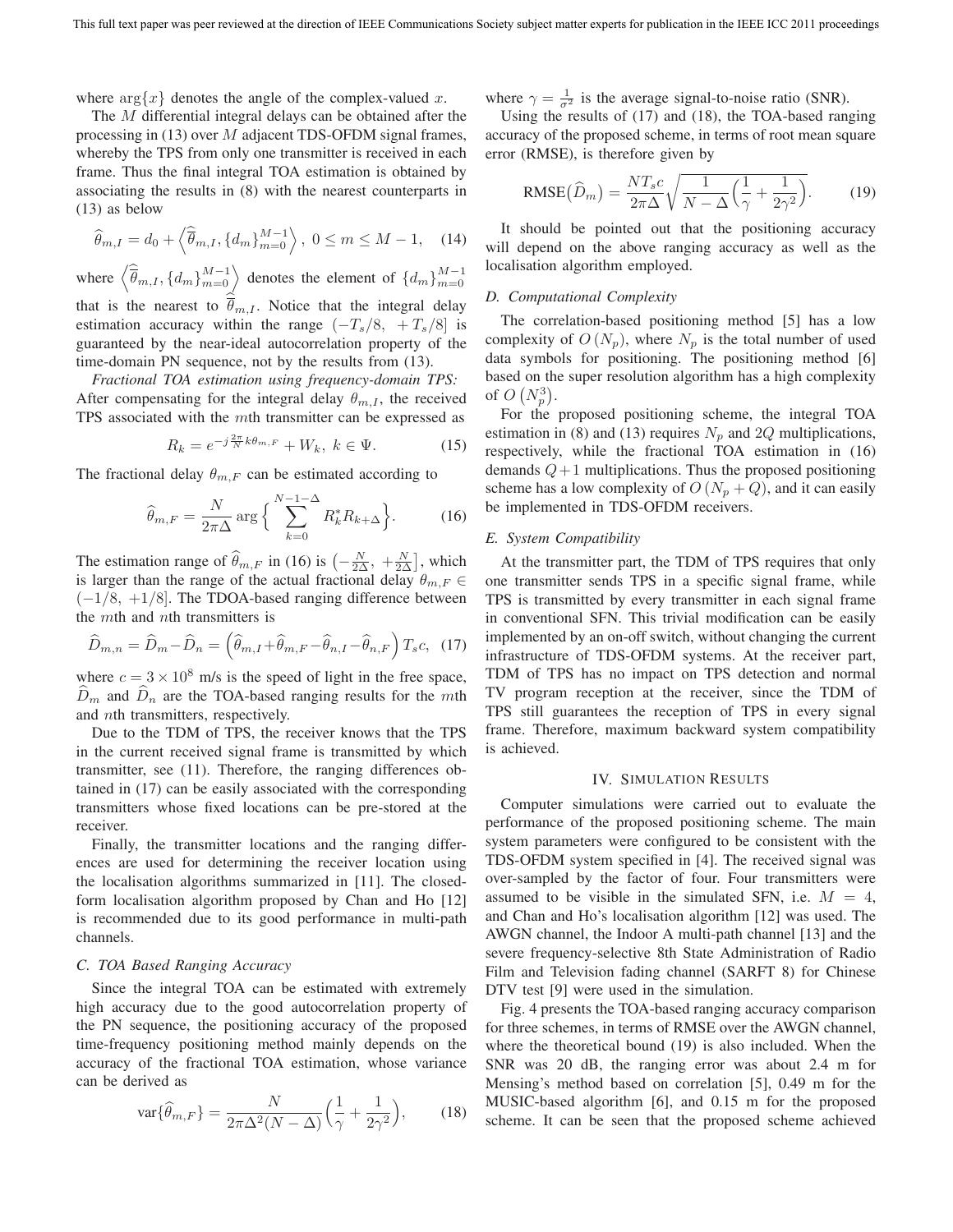where $\arg\{x\}$ denotes the angle of the complex-valued $x$.

The $M$ differential integral delays can be obtained after the processing in (13) over $M$ adjacent TDS-OFDM signal frames, whereby the TPS from only one transmitter is received in each frame. Thus the final integral TOA estimation is obtained by associating the results in (8) with the nearest counterparts in (13) as below

$$\widehat{\theta}_{m,I} = d_0 + \left\langle \widehat{\theta}_{m,I}, \{d_m\}_{m=0}^{M-1} \right\rangle, \; 0 \leq m \leq M-1, \quad (14)$$

where $\left\langle \widehat{\theta}_{m,I}, \{d_m\}_{m=0}^{M-1} \right\rangle$ denotes the element of $\{d_m\}_{m=0}^{M-1}$ that is the nearest to $\widehat{\theta}_{m,I}$. Notice that the integral delay estimation accuracy within the range $(-T_s/8, \; +T_s/8]$ is guaranteed by the near-ideal autocorrelation property of the time-domain PN sequence, not by the results from (13).

*Fractional TOA estimation using frequency-domain TPS:* After compensating for the integral delay $\theta_{m,I}$, the received TPS associated with the $m$th transmitter can be expressed as

$$R_k = e^{-j\frac{2\pi}{N}k\theta_{m,F}} + W_k, \; k \in \Psi. \quad (15)$$

The fractional delay $\theta_{m,F}$ can be estimated according to

$$\widehat{\theta}_{m,F} = \frac{N}{2\pi\Delta} \arg\Big\{ \sum_{k=0}^{N-1-\Delta} R_k^* R_{k+\Delta} \Big\}. \quad (16)$$

The estimation range of $\widehat{\theta}_{m,F}$ in (16) is $\left(-\frac{N}{2\Delta}, \; +\frac{N}{2\Delta}\right]$, which is larger than the range of the actual fractional delay $\theta_{m,F} \in (-1/8, \; +1/8]$. The TDOA-based ranging difference between the $m$th and $n$th transmitters is

$$\widehat{D}_{m,n} = \widehat{D}_m - \widehat{D}_n = \left(\widehat{\theta}_{m,I} + \widehat{\theta}_{m,F} - \widehat{\theta}_{n,I} - \widehat{\theta}_{n,F}\right) T_s c, \quad (17)$$

where $c = 3 \times 10^8$ m/s is the speed of light in the free space, $\widehat{D}_m$ and $\widehat{D}_n$ are the TOA-based ranging results for the $m$th and $n$th transmitters, respectively.

Due to the TDM of TPS, the receiver knows that the TPS in the current received signal frame is transmitted by which transmitter, see (11). Therefore, the ranging differences obtained in (17) can be easily associated with the corresponding transmitters whose fixed locations can be pre-stored at the receiver.

Finally, the transmitter locations and the ranging differences are used for determining the receiver location using the localisation algorithms summarized in [11]. The closed-form localisation algorithm proposed by Chan and Ho [12] is recommended due to its good performance in multi-path channels.

### C. TOA Based Ranging Accuracy

Since the integral TOA can be estimated with extremely high accuracy due to the good autocorrelation property of the PN sequence, the positioning accuracy of the proposed time-frequency positioning method mainly depends on the accuracy of the fractional TOA estimation, whose variance can be derived as

$$\text{var}\{\widehat{\theta}_{m,F}\} = \frac{N}{2\pi\Delta^2(N-\Delta)}\Big(\frac{1}{\gamma} + \frac{1}{2\gamma^2}\Big), \quad (18)$$

where $\gamma = \frac{1}{\sigma^2}$ is the average signal-to-noise ratio (SNR).

Using the results of (17) and (18), the TOA-based ranging accuracy of the proposed scheme, in terms of root mean square error (RMSE), is therefore given by

$$\text{RMSE}\big(\widehat{D}_m\big) = \frac{NT_s c}{2\pi\Delta}\sqrt{\frac{1}{N-\Delta}\Big(\frac{1}{\gamma} + \frac{1}{2\gamma^2}\Big)}. \quad (19)$$

It should be pointed out that the positioning accuracy will depend on the above ranging accuracy as well as the localisation algorithm employed.

### D. Computational Complexity

The correlation-based positioning method [5] has a low complexity of $O(N_p)$, where $N_p$ is the total number of used data symbols for positioning. The positioning method [6] based on the super resolution algorithm has a high complexity of $O\left(N_p^3\right)$.

For the proposed positioning scheme, the integral TOA estimation in (8) and (13) requires $N_p$ and $2Q$ multiplications, respectively, while the fractional TOA estimation in (16) demands $Q+1$ multiplications. Thus the proposed positioning scheme has a low complexity of $O(N_p + Q)$, and it can easily be implemented in TDS-OFDM receivers.

### E. System Compatibility

At the transmitter part, the TDM of TPS requires that only one transmitter sends TPS in a specific signal frame, while TPS is transmitted by every transmitter in each signal frame in conventional SFN. This trivial modification can be easily implemented by an on-off switch, without changing the current infrastructure of TDS-OFDM systems. At the receiver part, TDM of TPS has no impact on TPS detection and normal TV program reception at the receiver, since the TDM of TPS still guarantees the reception of TPS in every signal frame. Therefore, maximum backward system compatibility is achieved.

## IV. Simulation Results

Computer simulations were carried out to evaluate the performance of the proposed positioning scheme. The main system parameters were configured to be consistent with the TDS-OFDM system specified in [4]. The received signal was over-sampled by the factor of four. Four transmitters were assumed to be visible in the simulated SFN, i.e. $M = 4$, and Chan and Ho's localisation algorithm [12] was used. The AWGN channel, the Indoor A multi-path channel [13] and the severe frequency-selective 8th State Administration of Radio Film and Television fading channel (SARFT 8) for Chinese DTV test [9] were used in the simulation.

Fig. 4 presents the TOA-based ranging accuracy comparison for three schemes, in terms of RMSE over the AWGN channel, where the theoretical bound (19) is also included. When the SNR was 20 dB, the ranging error was about 2.4 m for Mensing's method based on correlation [5], 0.49 m for the MUSIC-based algorithm [6], and 0.15 m for the proposed scheme. It can be seen that the proposed scheme achieved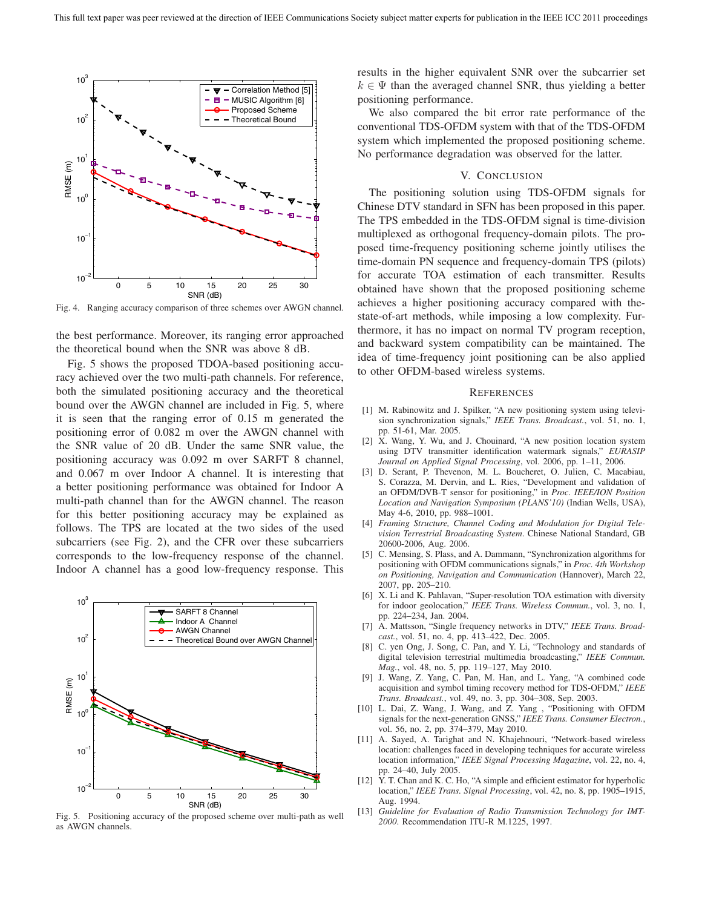This full text paper was peer reviewed at the direction of IEEE Communications Society subject matter experts for publication in the IEEE ICC 2011 proceedings

$10^3$
$10^2$
$10^1$
$10^0$
$10^{-1}$
$10^{-2}$
RMSE (m)
0 5 10 15 20 25 30
SNR (dB)
Correlation Method [5]
MUSIC Algorithm [6]
Proposed Scheme
Theoretical Bound

Fig. 4. Ranging accuracy comparison of three schemes over AWGN channel.

the best performance. Moreover, its ranging error approached the theoretical bound when the SNR was above 8 dB.

Fig. 5 shows the proposed TDOA-based positioning accuracy achieved over the two multi-path channels. For reference, both the simulated positioning accuracy and the theoretical bound over the AWGN channel are included in Fig. 5, where it is seen that the ranging error of 0.15 m generated the positioning error of 0.082 m over the AWGN channel with the SNR value of 20 dB. Under the same SNR value, the positioning accuracy was 0.092 m over SARFT 8 channel, and 0.067 m over Indoor A channel. It is interesting that a better positioning performance was obtained for Indoor A multi-path channel than for the AWGN channel. The reason for this better positioning accuracy may be explained as follows. The TPS are located at the two sides of the used subcarriers (see Fig. 2), and the CFR over these subcarriers corresponds to the low-frequency response of the channel. Indoor A channel has a good low-frequency response. This

$10^3$
$10^2$
$10^1$
$10^0$
$10^{-1}$
$10^{-2}$
RMSE (m)
0 5 10 15 20 25 30
SNR (dB)
SARFT 8 Channel
Indoor A Channel
AWGN Channel
Theoretical Bound over AWGN Channel

Fig. 5. Positioning accuracy of the proposed scheme over multi-path as well as AWGN channels.

results in the higher equivalent SNR over the subcarrier set $k \in \Psi$ than the averaged channel SNR, thus yielding a better positioning performance.

We also compared the bit error rate performance of the conventional TDS-OFDM system with that of the TDS-OFDM system which implemented the proposed positioning scheme. No performance degradation was observed for the latter.

## V. Conclusion

The positioning solution using TDS-OFDM signals for Chinese DTV standard in SFN has been proposed in this paper. The TPS embedded in the TDS-OFDM signal is time-division multiplexed as orthogonal frequency-domain pilots. The proposed time-frequency positioning scheme jointly utilises the time-domain PN sequence and frequency-domain TPS (pilots) for accurate TOA estimation of each transmitter. Results obtained have shown that the proposed positioning scheme achieves a higher positioning accuracy compared with the-state-of-art methods, while imposing a low complexity. Furthermore, it has no impact on normal TV program reception, and backward system compatibility can be maintained. The idea of time-frequency joint positioning can be also applied to other OFDM-based wireless systems.

## References

[1] M. Rabinowitz and J. Spilker, "A new positioning system using television synchronization signals," *IEEE Trans. Broadcast.*, vol. 51, no. 1, pp. 51-61, Mar. 2005.

[2] X. Wang, Y. Wu, and J. Chouinard, "A new position location system using DTV transmitter identification watermark signals," *EURASIP Journal on Applied Signal Processing*, vol. 2006, pp. 1–11, 2006.

[3] D. Serant, P. Thevenon, M. L. Boucheret, O. Julien, C. Macabiau, S. Corazza, M. Dervin, and L. Ries, "Development and validation of an OFDM/DVB-T sensor for positioning," in *Proc. IEEE/ION Position Location and Navigation Symposium (PLANS'10)* (Indian Wells, USA), May 4-6, 2010, pp. 988–1001.

[4] *Framing Structure, Channel Coding and Modulation for Digital Television Terrestrial Broadcasting System*. Chinese National Standard, GB 20600-2006, Aug. 2006.

[5] C. Mensing, S. Plass, and A. Dammann, "Synchronization algorithms for positioning with OFDM communications signals," in *Proc. 4th Workshop on Positioning, Navigation and Communication* (Hannover), March 22, 2007, pp. 205–210.

[6] X. Li and K. Pahlavan, "Super-resolution TOA estimation with diversity for indoor geolocation," *IEEE Trans. Wireless Commun.*, vol. 3, no. 1, pp. 224–234, Jan. 2004.

[7] A. Mattsson, "Single frequency networks in DTV," *IEEE Trans. Broadcast.*, vol. 51, no. 4, pp. 413–422, Dec. 2005.

[8] C. yen Ong, J. Song, C. Pan, and Y. Li, "Technology and standards of digital television terrestrial multimedia broadcasting," *IEEE Commun. Mag.*, vol. 48, no. 5, pp. 119–127, May 2010.

[9] J. Wang, Z. Yang, C. Pan, M. Han, and L. Yang, "A combined code acquisition and symbol timing recovery method for TDS-OFDM," *IEEE Trans. Broadcast.*, vol. 49, no. 3, pp. 304–308, Sep. 2003.

[10] L. Dai, Z. Wang, J. Wang, and Z. Yang , "Positioning with OFDM signals for the next-generation GNSS," *IEEE Trans. Consumer Electron.*, vol. 56, no. 2, pp. 374–379, May 2010.

[11] A. Sayed, A. Tarighat and N. Khajehnouri, "Network-based wireless location: challenges faced in developing techniques for accurate wireless location information," *IEEE Signal Processing Magazine*, vol. 22, no. 4, pp. 24–40, July 2005.

[12] Y. T. Chan and K. C. Ho, "A simple and efficient estimator for hyperbolic location," *IEEE Trans. Signal Processing*, vol. 42, no. 8, pp. 1905–1915, Aug. 1994.

[13] *Guideline for Evaluation of Radio Transmission Technology for IMT-2000*. Recommendation ITU-R M.1225, 1997.